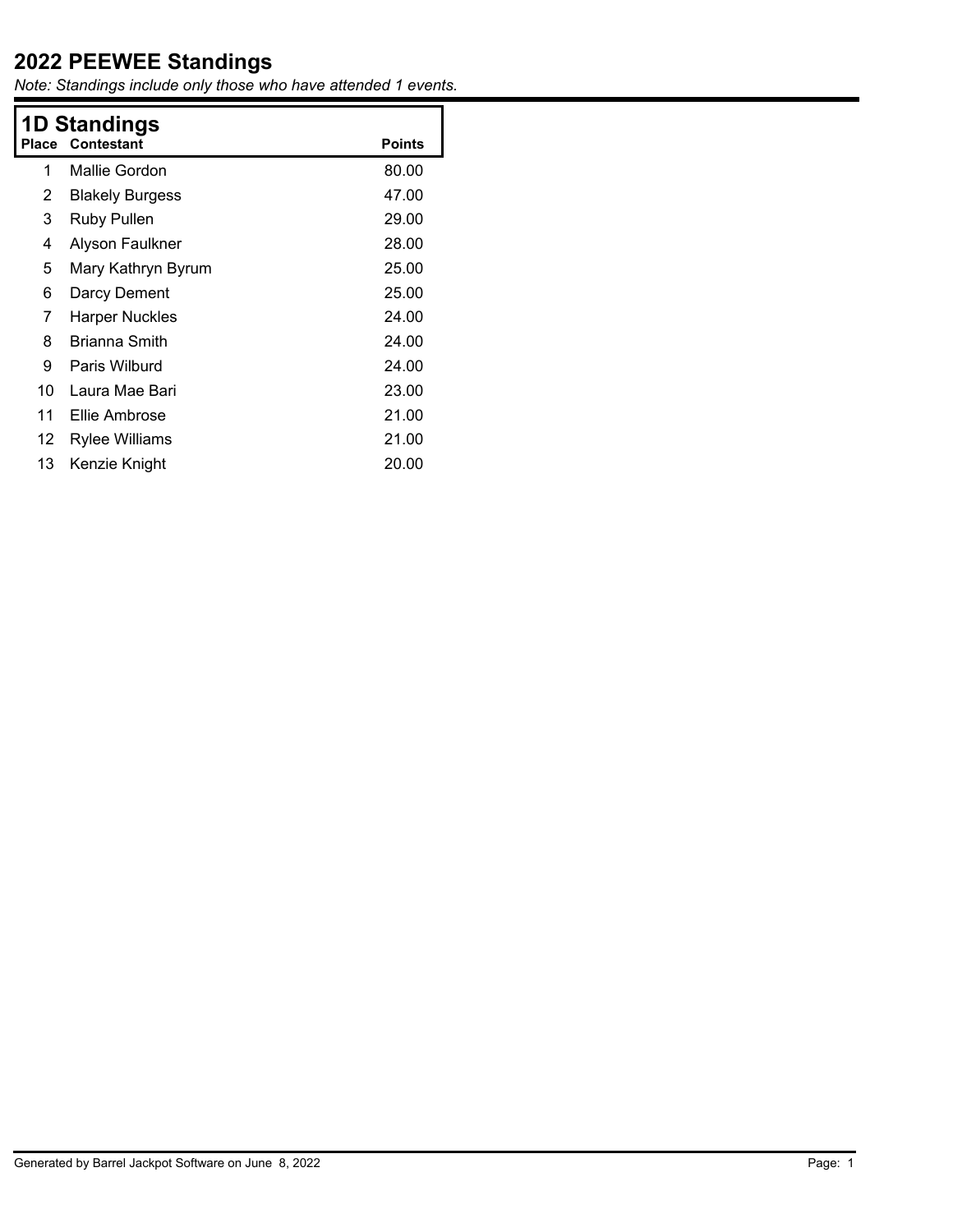# 2022 PEEWEE Standings

*Note: Standings include only those who have attended 1 events.*

## 1D Standings

| Place | Contestant | Points |
|---|---|---|
| 1 | Mallie Gordon | 80.00 |
| 2 | Blakely Burgess | 47.00 |
| 3 | Ruby Pullen | 29.00 |
| 4 | Alyson Faulkner | 28.00 |
| 5 | Mary Kathryn Byrum | 25.00 |
| 6 | Darcy Dement | 25.00 |
| 7 | Harper Nuckles | 24.00 |
| 8 | Brianna Smith | 24.00 |
| 9 | Paris Wilburd | 24.00 |
| 10 | Laura Mae Bari | 23.00 |
| 11 | Ellie Ambrose | 21.00 |
| 12 | Rylee Williams | 21.00 |
| 13 | Kenzie Knight | 20.00 |

Generated by Barrel Jackpot Software on June 8, 2022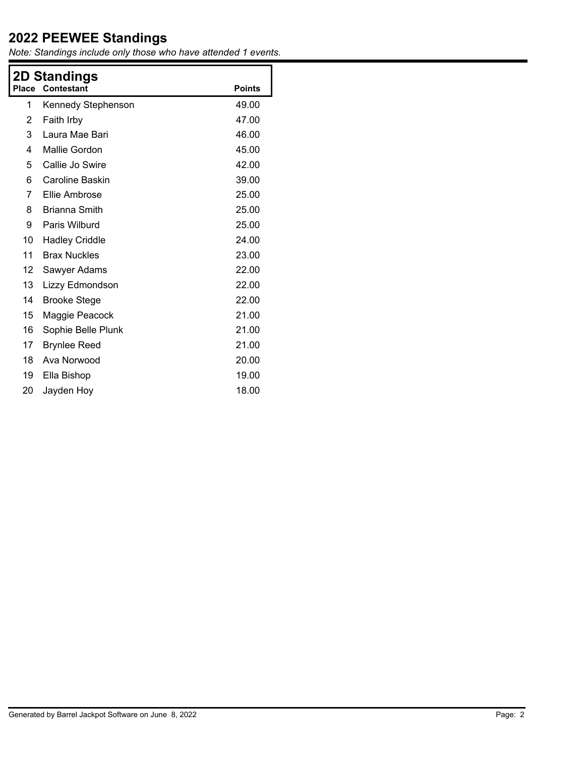# 2022 PEEWEE Standings

*Note: Standings include only those who have attended 1 events.*

## 2D Standings

| Place | Contestant | Points |
|---|---|---|
| 1 | Kennedy Stephenson | 49.00 |
| 2 | Faith Irby | 47.00 |
| 3 | Laura Mae Bari | 46.00 |
| 4 | Mallie Gordon | 45.00 |
| 5 | Callie Jo Swire | 42.00 |
| 6 | Caroline Baskin | 39.00 |
| 7 | Ellie Ambrose | 25.00 |
| 8 | Brianna Smith | 25.00 |
| 9 | Paris Wilburd | 25.00 |
| 10 | Hadley Criddle | 24.00 |
| 11 | Brax Nuckles | 23.00 |
| 12 | Sawyer Adams | 22.00 |
| 13 | Lizzy Edmondson | 22.00 |
| 14 | Brooke Stege | 22.00 |
| 15 | Maggie Peacock | 21.00 |
| 16 | Sophie Belle Plunk | 21.00 |
| 17 | Brynlee Reed | 21.00 |
| 18 | Ava Norwood | 20.00 |
| 19 | Ella Bishop | 19.00 |
| 20 | Jayden Hoy | 18.00 |

Generated by Barrel Jackpot Software on June 8, 2022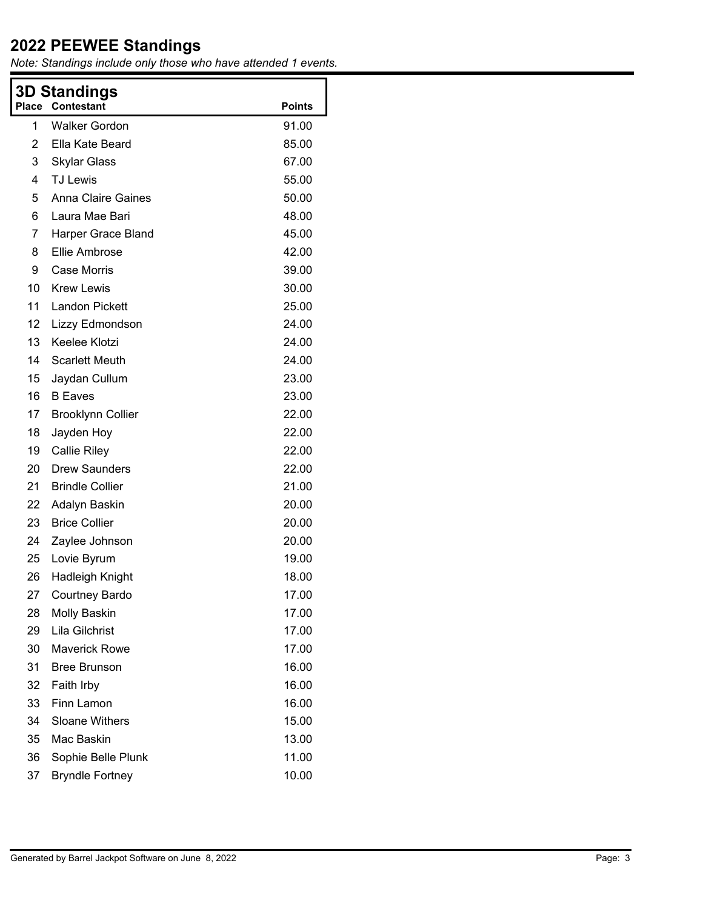# 2022 PEEWEE Standings

*Note: Standings include only those who have attended 1 events.*

## 3D Standings

| Place | Contestant | Points |
|---|---|---|
| 1 | Walker Gordon | 91.00 |
| 2 | Ella Kate Beard | 85.00 |
| 3 | Skylar Glass | 67.00 |
| 4 | TJ Lewis | 55.00 |
| 5 | Anna Claire Gaines | 50.00 |
| 6 | Laura Mae Bari | 48.00 |
| 7 | Harper Grace Bland | 45.00 |
| 8 | Ellie Ambrose | 42.00 |
| 9 | Case Morris | 39.00 |
| 10 | Krew Lewis | 30.00 |
| 11 | Landon Pickett | 25.00 |
| 12 | Lizzy Edmondson | 24.00 |
| 13 | Keelee Klotzi | 24.00 |
| 14 | Scarlett Meuth | 24.00 |
| 15 | Jaydan Cullum | 23.00 |
| 16 | B Eaves | 23.00 |
| 17 | Brooklynn Collier | 22.00 |
| 18 | Jayden Hoy | 22.00 |
| 19 | Callie Riley | 22.00 |
| 20 | Drew Saunders | 22.00 |
| 21 | Brindle Collier | 21.00 |
| 22 | Adalyn Baskin | 20.00 |
| 23 | Brice Collier | 20.00 |
| 24 | Zaylee Johnson | 20.00 |
| 25 | Lovie Byrum | 19.00 |
| 26 | Hadleigh Knight | 18.00 |
| 27 | Courtney Bardo | 17.00 |
| 28 | Molly Baskin | 17.00 |
| 29 | Lila Gilchrist | 17.00 |
| 30 | Maverick Rowe | 17.00 |
| 31 | Bree Brunson | 16.00 |
| 32 | Faith Irby | 16.00 |
| 33 | Finn Lamon | 16.00 |
| 34 | Sloane Withers | 15.00 |
| 35 | Mac Baskin | 13.00 |
| 36 | Sophie Belle Plunk | 11.00 |
| 37 | Bryndle Fortney | 10.00 |

Generated by Barrel Jackpot Software on June 8, 2022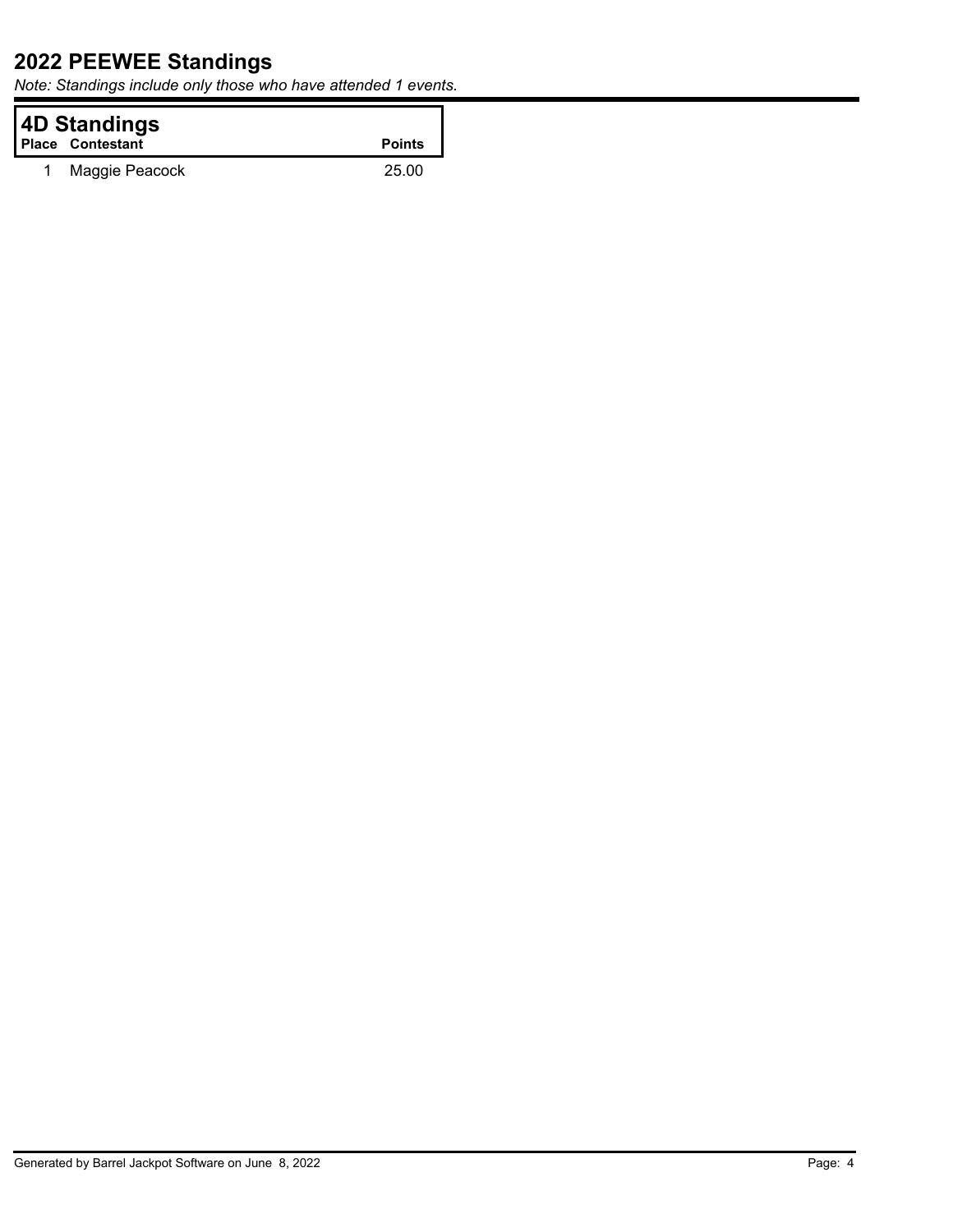# 2022 PEEWEE Standings

*Note: Standings include only those who have attended 1 events.*

## 4D Standings

| Place | Contestant | Points |
|---|---|---|
| 1 | Maggie Peacock | 25.00 |

Generated by Barrel Jackpot Software on June 8, 2022